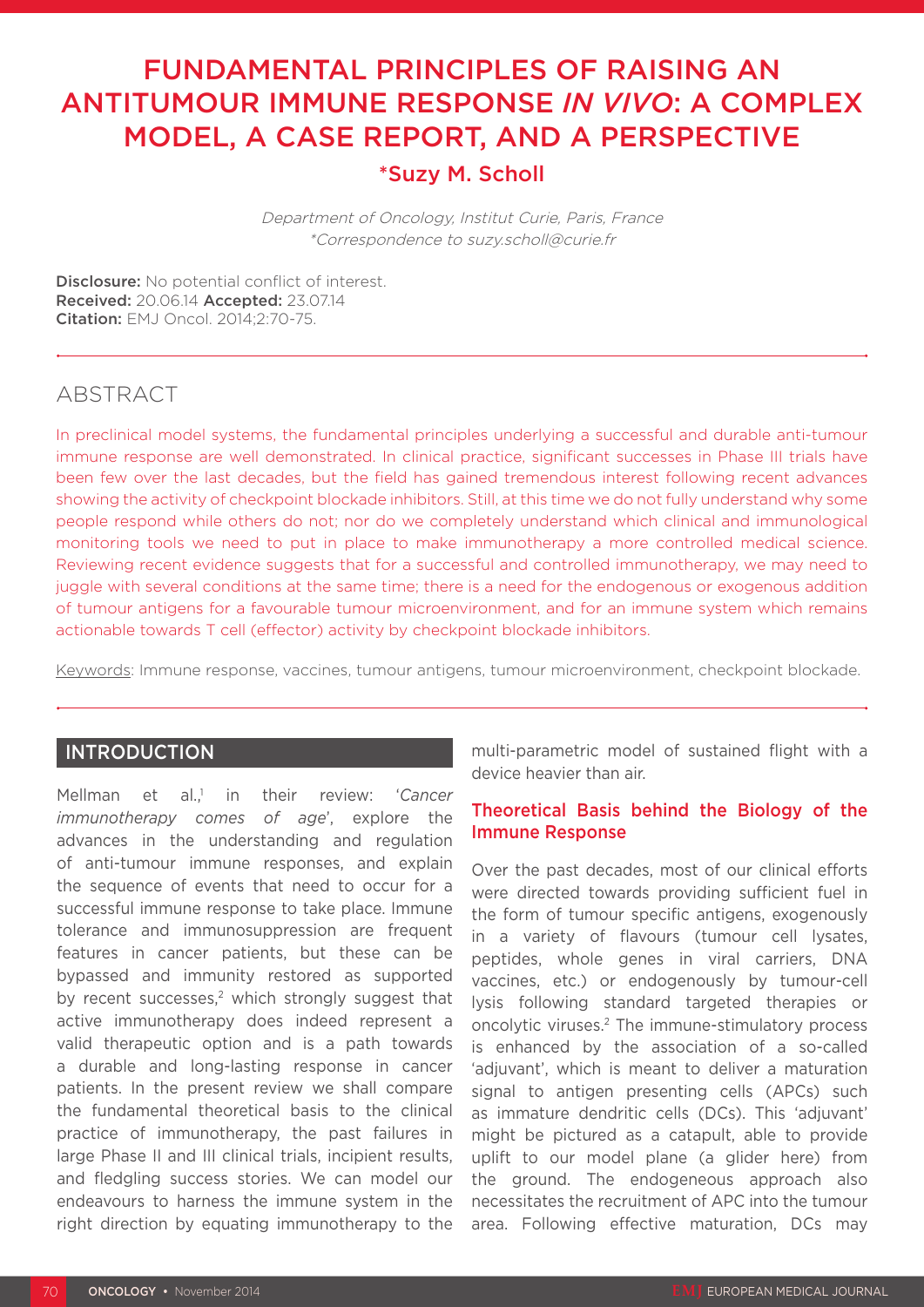# FUNDAMENTAL PRINCIPLES OF RAISING AN ANTITUMOUR IMMUNE RESPONSE *IN VIVO*: A COMPLEX MODEL, A CASE REPORT, AND A PERSPECTIVE

## *Suzy M. Scholl

*Department of Oncology, Institut Curie, Paris, France*
*\*Correspondence to suzy.scholl@curie.fr*

**Disclosure:** No potential conflict of interest.
**Received:** 20.06.14 **Accepted:** 23.07.14
**Citation:** EMJ Oncol. 2014;2:70-75.

## ABSTRACT

In preclinical model systems, the fundamental principles underlying a successful and durable anti-tumour immune response are well demonstrated. In clinical practice, significant successes in Phase III trials have been few over the last decades, but the field has gained tremendous interest following recent advances showing the activity of checkpoint blockade inhibitors. Still, at this time we do not fully understand why some people respond while others do not; nor do we completely understand which clinical and immunological monitoring tools we need to put in place to make immunotherapy a more controlled medical science. Reviewing recent evidence suggests that for a successful and controlled immunotherapy, we may need to juggle with several conditions at the same time; there is a need for the endogenous or exogenous addition of tumour antigens for a favourable tumour microenvironment, and for an immune system which remains actionable towards T cell (effector) activity by checkpoint blockade inhibitors.

Keywords: Immune response, vaccines, tumour antigens, tumour microenvironment, checkpoint blockade.

## INTRODUCTION

Mellman et al.,[1] in their review: '*Cancer immunotherapy comes of age*', explore the advances in the understanding and regulation of anti-tumour immune responses, and explain the sequence of events that need to occur for a successful immune response to take place. Immune tolerance and immunosuppression are frequent features in cancer patients, but these can be bypassed and immunity restored as supported by recent successes,[2] which strongly suggest that active immunotherapy does indeed represent a valid therapeutic option and is a path towards a durable and long-lasting response in cancer patients. In the present review we shall compare the fundamental theoretical basis to the clinical practice of immunotherapy, the past failures in large Phase II and III clinical trials, incipient results, and fledgling success stories. We can model our endeavours to harness the immune system in the right direction by equating immunotherapy to the multi-parametric model of sustained flight with a device heavier than air.

### Theoretical Basis behind the Biology of the Immune Response

Over the past decades, most of our clinical efforts were directed towards providing sufficient fuel in the form of tumour specific antigens, exogenously in a variety of flavours (tumour cell lysates, peptides, whole genes in viral carriers, DNA vaccines, etc.) or endogenously by tumour-cell lysis following standard targeted therapies or oncolytic viruses.[2] The immune-stimulatory process is enhanced by the association of a so-called 'adjuvant', which is meant to deliver a maturation signal to antigen presenting cells (APCs) such as immature dendritic cells (DCs). This 'adjuvant' might be pictured as a catapult, able to provide uplift to our model plane (a glider here) from the ground. The endogeneous approach also necessitates the recruitment of APC into the tumour area. Following effective maturation, DCs may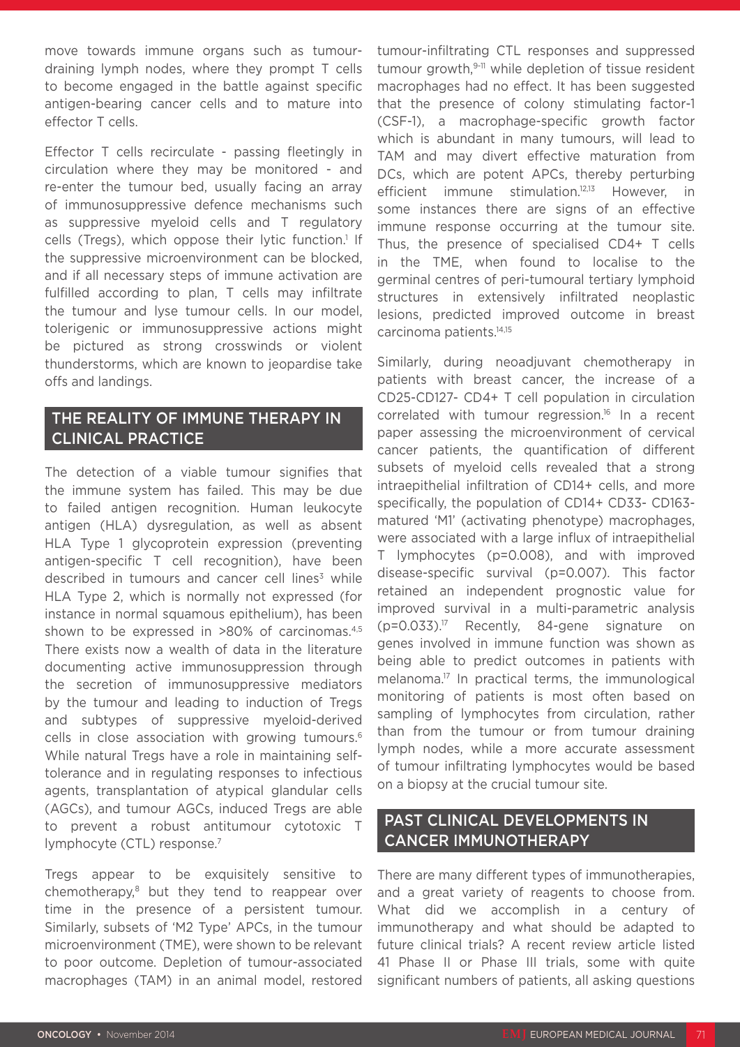move towards immune organs such as tumour-draining lymph nodes, where they prompt T cells to become engaged in the battle against specific antigen-bearing cancer cells and to mature into effector T cells.

Effector T cells recirculate - passing fleetingly in circulation where they may be monitored - and re-enter the tumour bed, usually facing an array of immunosuppressive defence mechanisms such as suppressive myeloid cells and T regulatory cells (Tregs), which oppose their lytic function.[1] If the suppressive microenvironment can be blocked, and if all necessary steps of immune activation are fulfilled according to plan, T cells may infiltrate the tumour and lyse tumour cells. In our model, tolerigenic or immunosuppressive actions might be pictured as strong crosswinds or violent thunderstorms, which are known to jeopardise take offs and landings.

## THE REALITY OF IMMUNE THERAPY IN CLINICAL PRACTICE

The detection of a viable tumour signifies that the immune system has failed. This may be due to failed antigen recognition. Human leukocyte antigen (HLA) dysregulation, as well as absent HLA Type 1 glycoprotein expression (preventing antigen-specific T cell recognition), have been described in tumours and cancer cell lines[3] while HLA Type 2, which is normally not expressed (for instance in normal squamous epithelium), has been shown to be expressed in >80% of carcinomas.[4,5] There exists now a wealth of data in the literature documenting active immunosuppression through the secretion of immunosuppressive mediators by the tumour and leading to induction of Tregs and subtypes of suppressive myeloid-derived cells in close association with growing tumours.[6] While natural Tregs have a role in maintaining self-tolerance and in regulating responses to infectious agents, transplantation of atypical glandular cells (AGCs), and tumour AGCs, induced Tregs are able to prevent a robust antitumour cytotoxic T lymphocyte (CTL) response.[7]

Tregs appear to be exquisitely sensitive to chemotherapy,[8] but they tend to reappear over time in the presence of a persistent tumour. Similarly, subsets of 'M2 Type' APCs, in the tumour microenvironment (TME), were shown to be relevant to poor outcome. Depletion of tumour-associated macrophages (TAM) in an animal model, restored tumour-infiltrating CTL responses and suppressed tumour growth,[9-11] while depletion of tissue resident macrophages had no effect. It has been suggested that the presence of colony stimulating factor-1 (CSF-1), a macrophage-specific growth factor which is abundant in many tumours, will lead to TAM and may divert effective maturation from DCs, which are potent APCs, thereby perturbing efficient immune stimulation.[12,13] However, in some instances there are signs of an effective immune response occurring at the tumour site. Thus, the presence of specialised CD4+ T cells in the TME, when found to localise to the germinal centres of peri-tumoural tertiary lymphoid structures in extensively infiltrated neoplastic lesions, predicted improved outcome in breast carcinoma patients.[14,15]

Similarly, during neoadjuvant chemotherapy in patients with breast cancer, the increase of a CD25-CD127- CD4+ T cell population in circulation correlated with tumour regression.[16] In a recent paper assessing the microenvironment of cervical cancer patients, the quantification of different subsets of myeloid cells revealed that a strong intraepithelial infiltration of CD14+ cells, and more specifically, the population of CD14+ CD33- CD163- matured 'M1' (activating phenotype) macrophages, were associated with a large influx of intraepithelial T lymphocytes (p=0.008), and with improved disease-specific survival (p=0.007). This factor retained an independent prognostic value for improved survival in a multi-parametric analysis (p=0.033).[17] Recently, 84-gene signature on genes involved in immune function was shown as being able to predict outcomes in patients with melanoma.[17] In practical terms, the immunological monitoring of patients is most often based on sampling of lymphocytes from circulation, rather than from the tumour or from tumour draining lymph nodes, while a more accurate assessment of tumour infiltrating lymphocytes would be based on a biopsy at the crucial tumour site.

## PAST CLINICAL DEVELOPMENTS IN CANCER IMMUNOTHERAPY

There are many different types of immunotherapies, and a great variety of reagents to choose from. What did we accomplish in a century of immunotherapy and what should be adapted to future clinical trials? A recent review article listed 41 Phase II or Phase III trials, some with quite significant numbers of patients, all asking questions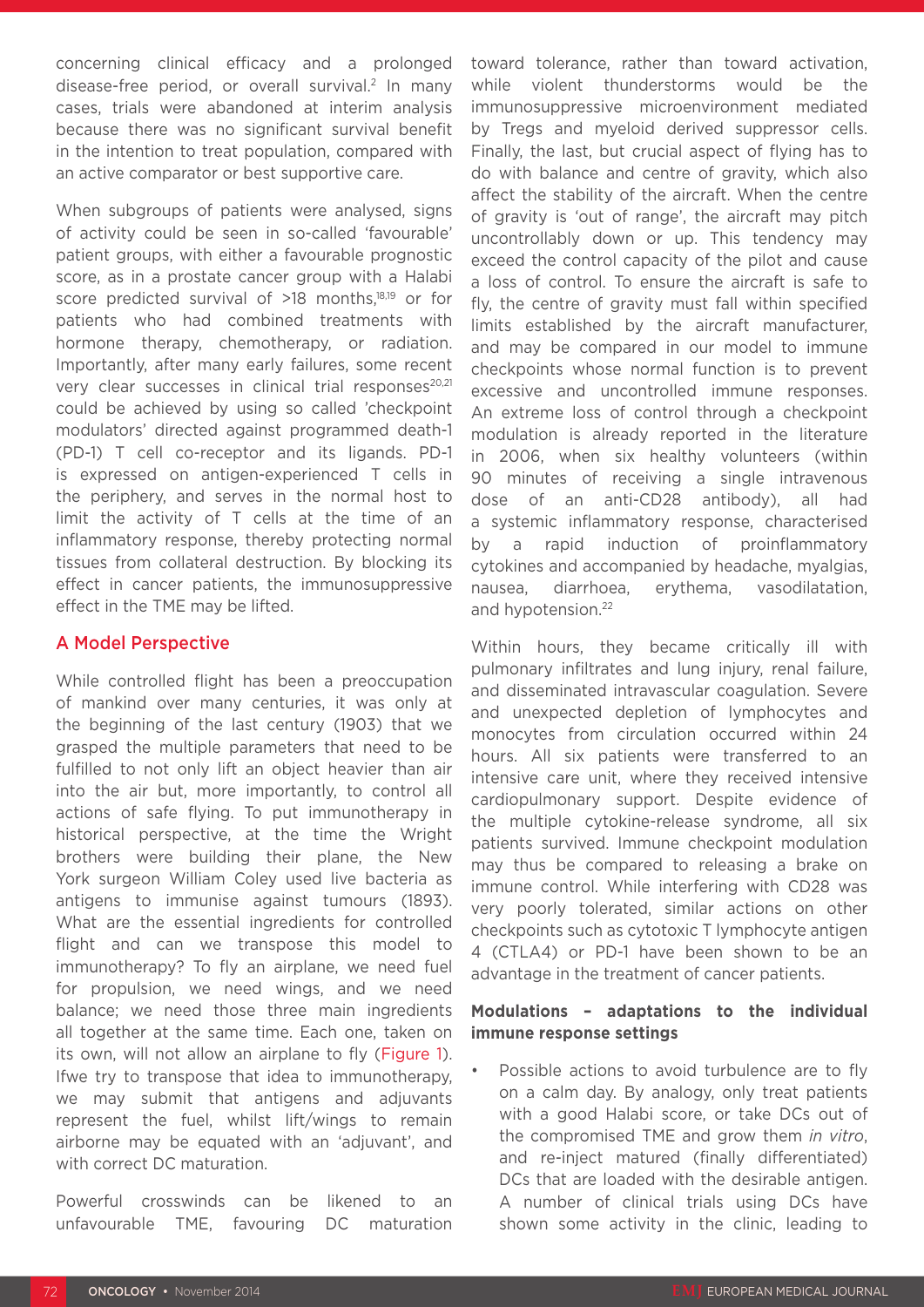concerning clinical efficacy and a prolonged disease-free period, or overall survival.[2] In many cases, trials were abandoned at interim analysis because there was no significant survival benefit in the intention to treat population, compared with an active comparator or best supportive care.

When subgroups of patients were analysed, signs of activity could be seen in so-called 'favourable' patient groups, with either a favourable prognostic score, as in a prostate cancer group with a Halabi score predicted survival of >18 months,[18,19] or for patients who had combined treatments with hormone therapy, chemotherapy, or radiation. Importantly, after many early failures, some recent very clear successes in clinical trial responses[20,21] could be achieved by using so called 'checkpoint modulators' directed against programmed death-1 (PD-1) T cell co-receptor and its ligands. PD-1 is expressed on antigen-experienced T cells in the periphery, and serves in the normal host to limit the activity of T cells at the time of an inflammatory response, thereby protecting normal tissues from collateral destruction. By blocking its effect in cancer patients, the immunosuppressive effect in the TME may be lifted.

## A Model Perspective

While controlled flight has been a preoccupation of mankind over many centuries, it was only at the beginning of the last century (1903) that we grasped the multiple parameters that need to be fulfilled to not only lift an object heavier than air into the air but, more importantly, to control all actions of safe flying. To put immunotherapy in historical perspective, at the time the Wright brothers were building their plane, the New York surgeon William Coley used live bacteria as antigens to immunise against tumours (1893). What are the essential ingredients for controlled flight and can we transpose this model to immunotherapy? To fly an airplane, we need fuel for propulsion, we need wings, and we need balance; we need those three main ingredients all together at the same time. Each one, taken on its own, will not allow an airplane to fly (Figure 1). Ifwe try to transpose that idea to immunotherapy, we may submit that antigens and adjuvants represent the fuel, whilst lift/wings to remain airborne may be equated with an 'adjuvant', and with correct DC maturation.

Powerful crosswinds can be likened to an unfavourable TME, favouring DC maturation toward tolerance, rather than toward activation, while violent thunderstorms would be the immunosuppressive microenvironment mediated by Tregs and myeloid derived suppressor cells. Finally, the last, but crucial aspect of flying has to do with balance and centre of gravity, which also affect the stability of the aircraft. When the centre of gravity is 'out of range', the aircraft may pitch uncontrollably down or up. This tendency may exceed the control capacity of the pilot and cause a loss of control. To ensure the aircraft is safe to fly, the centre of gravity must fall within specified limits established by the aircraft manufacturer, and may be compared in our model to immune checkpoints whose normal function is to prevent excessive and uncontrolled immune responses. An extreme loss of control through a checkpoint modulation is already reported in the literature in 2006, when six healthy volunteers (within 90 minutes of receiving a single intravenous dose of an anti-CD28 antibody), all had a systemic inflammatory response, characterised by a rapid induction of proinflammatory cytokines and accompanied by headache, myalgias, nausea, diarrhoea, erythema, vasodilatation, and hypotension.[22]

Within hours, they became critically ill with pulmonary infiltrates and lung injury, renal failure, and disseminated intravascular coagulation. Severe and unexpected depletion of lymphocytes and monocytes from circulation occurred within 24 hours. All six patients were transferred to an intensive care unit, where they received intensive cardiopulmonary support. Despite evidence of the multiple cytokine-release syndrome, all six patients survived. Immune checkpoint modulation may thus be compared to releasing a brake on immune control. While interfering with CD28 was very poorly tolerated, similar actions on other checkpoints such as cytotoxic T lymphocyte antigen 4 (CTLA4) or PD-1 have been shown to be an advantage in the treatment of cancer patients.

### Modulations – adaptations to the individual immune response settings

- Possible actions to avoid turbulence are to fly on a calm day. By analogy, only treat patients with a good Halabi score, or take DCs out of the compromised TME and grow them *in vitro*, and re-inject matured (finally differentiated) DCs that are loaded with the desirable antigen. A number of clinical trials using DCs have shown some activity in the clinic, leading to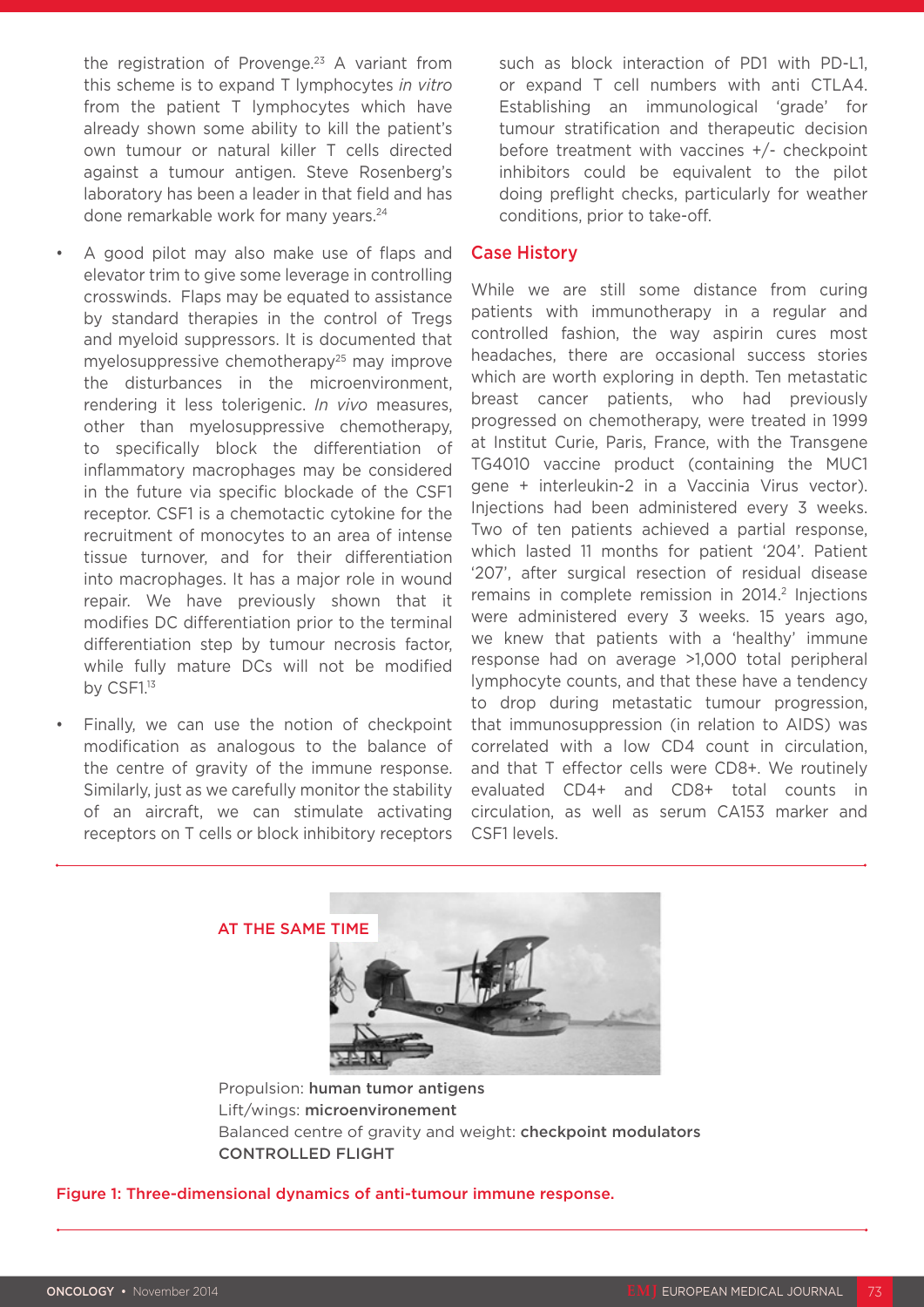the registration of Provenge.[23] A variant from this scheme is to expand T lymphocytes *in vitro* from the patient T lymphocytes which have already shown some ability to kill the patient's own tumour or natural killer T cells directed against a tumour antigen. Steve Rosenberg's laboratory has been a leader in that field and has done remarkable work for many years.[24]

- A good pilot may also make use of flaps and elevator trim to give some leverage in controlling crosswinds. Flaps may be equated to assistance by standard therapies in the control of Tregs and myeloid suppressors. It is documented that myelosuppressive chemotherapy[25] may improve the disturbances in the microenvironment, rendering it less tolerigenic. *In vivo* measures, other than myelosuppressive chemotherapy, to specifically block the differentiation of inflammatory macrophages may be considered in the future via specific blockade of the CSF1 receptor. CSF1 is a chemotactic cytokine for the recruitment of monocytes to an area of intense tissue turnover, and for their differentiation into macrophages. It has a major role in wound repair. We have previously shown that it modifies DC differentiation prior to the terminal differentiation step by tumour necrosis factor, while fully mature DCs will not be modified by CSF1.[13]
- Finally, we can use the notion of checkpoint modification as analogous to the balance of the centre of gravity of the immune response. Similarly, just as we carefully monitor the stability of an aircraft, we can stimulate activating receptors on T cells or block inhibitory receptors such as block interaction of PD1 with PD-L1, or expand T cell numbers with anti CTLA4. Establishing an immunological 'grade' for tumour stratification and therapeutic decision before treatment with vaccines +/- checkpoint inhibitors could be equivalent to the pilot doing preflight checks, particularly for weather conditions, prior to take-off.

## Case History

While we are still some distance from curing patients with immunotherapy in a regular and controlled fashion, the way aspirin cures most headaches, there are occasional success stories which are worth exploring in depth. Ten metastatic breast cancer patients, who had previously progressed on chemotherapy, were treated in 1999 at Institut Curie, Paris, France, with the Transgene TG4010 vaccine product (containing the MUC1 gene + interleukin-2 in a Vaccinia Virus vector). Injections had been administered every 3 weeks. Two of ten patients achieved a partial response, which lasted 11 months for patient '204'. Patient '207', after surgical resection of residual disease remains in complete remission in 2014.[2] Injections were administered every 3 weeks. 15 years ago, we knew that patients with a 'healthy' immune response had on average >1,000 total peripheral lymphocyte counts, and that these have a tendency to drop during metastatic tumour progression, that immunosuppression (in relation to AIDS) was correlated with a low CD4 count in circulation, and that T effector cells were CD8+. We routinely evaluated CD4+ and CD8+ total counts in circulation, as well as serum CA153 marker and CSF1 levels.

AT THE SAME TIME

Propulsion: **human tumor antigens**
Lift/wings: **microenvironement**
Balanced centre of gravity and weight: **checkpoint modulators**
CONTROLLED FLIGHT

Figure 1: Three-dimensional dynamics of anti-tumour immune response.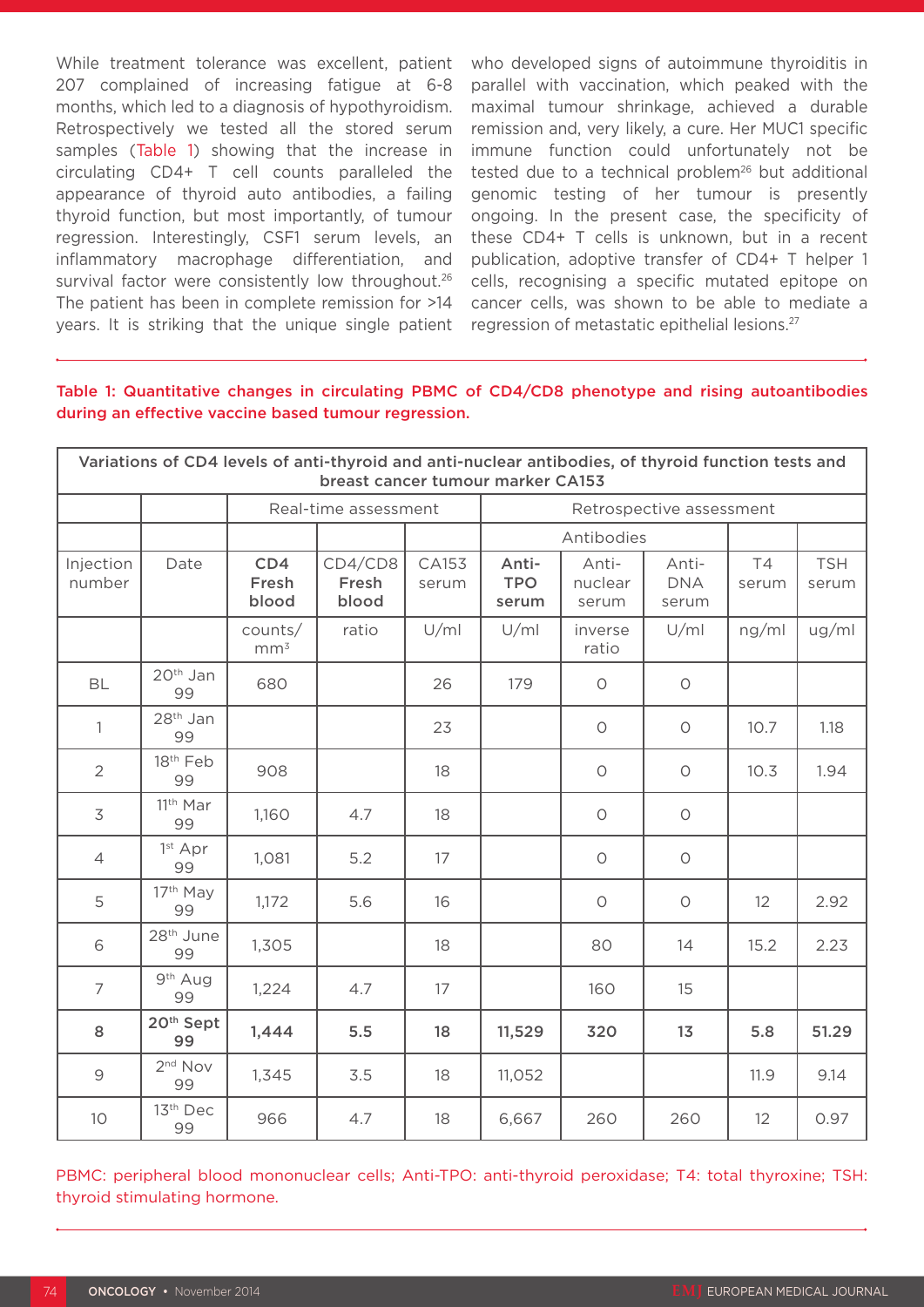While treatment tolerance was excellent, patient 207 complained of increasing fatigue at 6-8 months, which led to a diagnosis of hypothyroidism. Retrospectively we tested all the stored serum samples (Table 1) showing that the increase in circulating CD4+ T cell counts paralleled the appearance of thyroid auto antibodies, a failing thyroid function, but most importantly, of tumour regression. Interestingly, CSF1 serum levels, an inflammatory macrophage differentiation, and survival factor were consistently low throughout.[26] The patient has been in complete remission for >14 years. It is striking that the unique single patient who developed signs of autoimmune thyroiditis in parallel with vaccination, which peaked with the maximal tumour shrinkage, achieved a durable remission and, very likely, a cure. Her MUC1 specific immune function could unfortunately not be tested due to a technical problem[26] but additional genomic testing of her tumour is presently ongoing. In the present case, the specificity of these CD4+ T cells is unknown, but in a recent publication, adoptive transfer of CD4+ T helper 1 cells, recognising a specific mutated epitope on cancer cells, was shown to be able to mediate a regression of metastatic epithelial lesions.[27]

**Table 1: Quantitative changes in circulating PBMC of CD4/CD8 phenotype and rising autoantibodies during an effective vaccine based tumour regression.**

| Variations of CD4 levels of anti-thyroid and anti-nuclear antibodies, of thyroid function tests and breast cancer tumour marker CA153 | | | | | | | | | |
|---|---|---|---|---|---|---|---|---|---|
| | | Real-time assessment | | | Retrospective assessment | | | | |
| | | | | | Antibodies | | | | |
| Injection number | Date | **CD4 Fresh blood** | CD4/CD8 Fresh blood | CA153 serum | **Anti-TPO serum** | Anti-nuclear serum | Anti-DNA serum | T4 serum | TSH serum |
| | | counts/mm$^3$ | ratio | U/ml | U/ml | inverse ratio | U/ml | ng/ml | ug/ml |
| BL | 20th Jan 99 | 680 | | 26 | 179 | 0 | 0 | | |
| 1 | 28th Jan 99 | | | 23 | | 0 | 0 | 10.7 | 1.18 |
| 2 | 18th Feb 99 | 908 | | 18 | | 0 | 0 | 10.3 | 1.94 |
| 3 | 11th Mar 99 | 1,160 | 4.7 | 18 | | 0 | 0 | | |
| 4 | 1st Apr 99 | 1,081 | 5.2 | 17 | | 0 | 0 | | |
| 5 | 17th May 99 | 1,172 | 5.6 | 16 | | 0 | 0 | 12 | 2.92 |
| 6 | 28th June 99 | 1,305 | | 18 | | 80 | 14 | 15.2 | 2.23 |
| 7 | 9th Aug 99 | 1,224 | 4.7 | 17 | | 160 | 15 | | |
| **8** | **20th Sept 99** | **1,444** | **5.5** | **18** | **11,529** | **320** | **13** | **5.8** | **51.29** |
| 9 | 2nd Nov 99 | 1,345 | 3.5 | 18 | 11,052 | | | 11.9 | 9.14 |
| 10 | 13th Dec 99 | 966 | 4.7 | 18 | 6,667 | 260 | 260 | 12 | 0.97 |

PBMC: peripheral blood mononuclear cells; Anti-TPO: anti-thyroid peroxidase; T4: total thyroxine; TSH: thyroid stimulating hormone.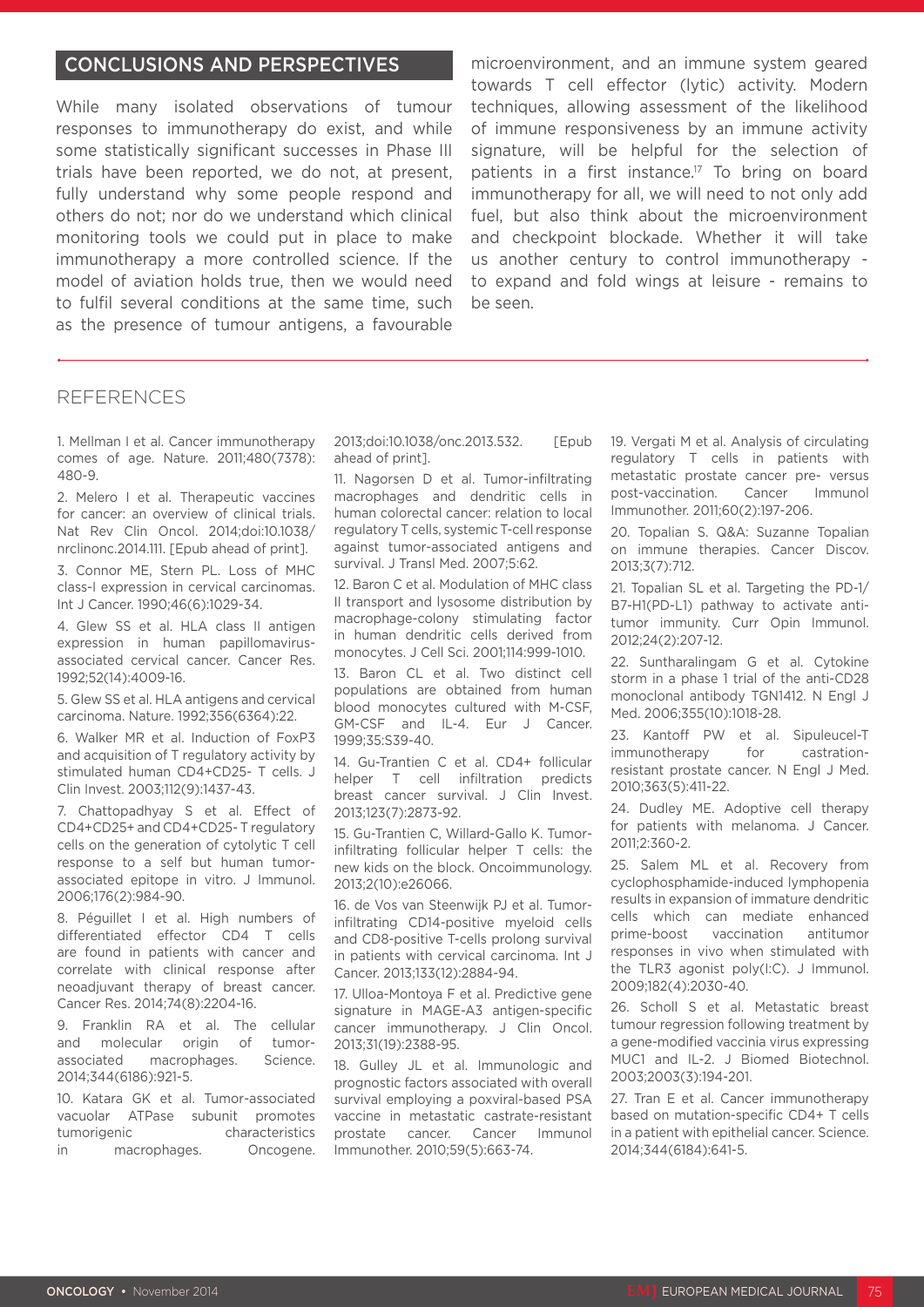## CONCLUSIONS AND PERSPECTIVES

While many isolated observations of tumour responses to immunotherapy do exist, and while some statistically significant successes in Phase III trials have been reported, we do not, at present, fully understand why some people respond and others do not; nor do we understand which clinical monitoring tools we could put in place to make immunotherapy a more controlled science. If the model of aviation holds true, then we would need to fulfil several conditions at the same time, such as the presence of tumour antigens, a favourable microenvironment, and an immune system geared towards T cell effector (lytic) activity. Modern techniques, allowing assessment of the likelihood of immune responsiveness by an immune activity signature, will be helpful for the selection of patients in a first instance.[17] To bring on board immunotherapy for all, we will need to not only add fuel, but also think about the microenvironment and checkpoint blockade. Whether it will take us another century to control immunotherapy - to expand and fold wings at leisure - remains to be seen.

## REFERENCES

1. Mellman I et al. Cancer immunotherapy comes of age. Nature. 2011;480(7378):480-9.
2. Melero I et al. Therapeutic vaccines for cancer: an overview of clinical trials. Nat Rev Clin Oncol. 2014;doi:10.1038/nrclinonc.2014.111. [Epub ahead of print].
3. Connor ME, Stern PL. Loss of MHC class-I expression in cervical carcinomas. Int J Cancer. 1990;46(6):1029-34.
4. Glew SS et al. HLA class II antigen expression in human papillomavirus-associated cervical cancer. Cancer Res. 1992;52(14):4009-16.
5. Glew SS et al. HLA antigens and cervical carcinoma. Nature. 1992;356(6364):22.
6. Walker MR et al. Induction of FoxP3 and acquisition of T regulatory activity by stimulated human CD4+CD25- T cells. J Clin Invest. 2003;112(9):1437-43.
7. Chattopadhyay S et al. Effect of CD4+CD25+ and CD4+CD25- T regulatory cells on the generation of cytolytic T cell response to a self but human tumor-associated epitope in vitro. J Immunol. 2006;176(2):984-90.
8. Péguillet I et al. High numbers of differentiated effector CD4 T cells are found in patients with cancer and correlate with clinical response after neoadjuvant therapy of breast cancer. Cancer Res. 2014;74(8):2204-16.
9. Franklin RA et al. The cellular and molecular origin of tumor-associated macrophages. Science. 2014;344(6186):921-5.
10. Katara GK et al. Tumor-associated vacuolar ATPase subunit promotes tumorigenic characteristics in macrophages. Oncogene. 2013;doi:10.1038/onc.2013.532. [Epub ahead of print].
11. Nagorsen D et al. Tumor-infiltrating macrophages and dendritic cells in human colorectal cancer: relation to local regulatory T cells, systemic T-cell response against tumor-associated antigens and survival. J Transl Med. 2007;5:62.
12. Baron C et al. Modulation of MHC class II transport and lysosome distribution by macrophage-colony stimulating factor in human dendritic cells derived from monocytes. J Cell Sci. 2001;114:999-1010.
13. Baron CL et al. Two distinct cell populations are obtained from human blood monocytes cultured with M-CSF, GM-CSF and IL-4. Eur J Cancer. 1999;35:S39-40.
14. Gu-Trantien C et al. CD4+ follicular helper T cell infiltration predicts breast cancer survival. J Clin Invest. 2013;123(7):2873-92.
15. Gu-Trantien C, Willard-Gallo K. Tumor-infiltrating follicular helper T cells: the new kids on the block. Oncoimmunology. 2013;2(10):e26066.
16. de Vos van Steenwijk PJ et al. Tumor-infiltrating CD14-positive myeloid cells and CD8-positive T-cells prolong survival in patients with cervical carcinoma. Int J Cancer. 2013;133(12):2884-94.
17. Ulloa-Montoya F et al. Predictive gene signature in MAGE-A3 antigen-specific cancer immunotherapy. J Clin Oncol. 2013;31(19):2388-95.
18. Gulley JL et al. Immunologic and prognostic factors associated with overall survival employing a poxviral-based PSA vaccine in metastatic castrate-resistant prostate cancer. Cancer Immunol Immunother. 2010;59(5):663-74.
19. Vergati M et al. Analysis of circulating regulatory T cells in patients with metastatic prostate cancer pre- versus post-vaccination. Cancer Immunol Immunother. 2011;60(2):197-206.
20. Topalian S. Q&A: Suzanne Topalian on immune therapies. Cancer Discov. 2013;3(7):712.
21. Topalian SL et al. Targeting the PD-1/B7-H1(PD-L1) pathway to activate anti-tumor immunity. Curr Opin Immunol. 2012;24(2):207-12.
22. Suntharalingam G et al. Cytokine storm in a phase 1 trial of the anti-CD28 monoclonal antibody TGN1412. N Engl J Med. 2006;355(10):1018-28.
23. Kantoff PW et al. Sipuleucel-T immunotherapy for castration-resistant prostate cancer. N Engl J Med. 2010;363(5):411-22.
24. Dudley ME. Adoptive cell therapy for patients with melanoma. J Cancer. 2011;2:360-2.
25. Salem ML et al. Recovery from cyclophosphamide-induced lymphopenia results in expansion of immature dendritic cells which can mediate enhanced prime-boost vaccination antitumor responses in vivo when stimulated with the TLR3 agonist poly(I:C). J Immunol. 2009;182(4):2030-40.
26. Scholl S et al. Metastatic breast tumour regression following treatment by a gene-modified vaccinia virus expressing MUC1 and IL-2. J Biomed Biotechnol. 2003;2003(3):194-201.
27. Tran E et al. Cancer immunotherapy based on mutation-specific CD4+ T cells in a patient with epithelial cancer. Science. 2014;344(6184):641-5.